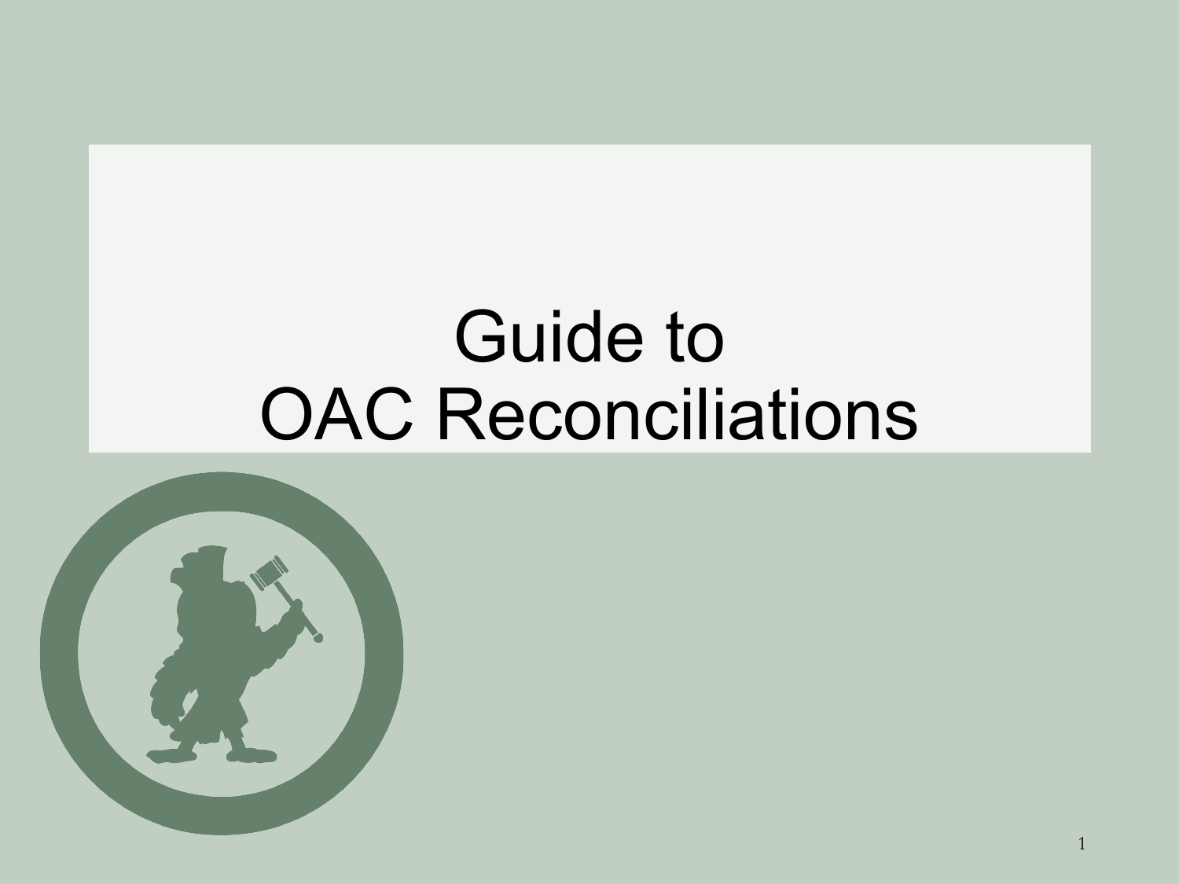# Guide to OAC Reconciliations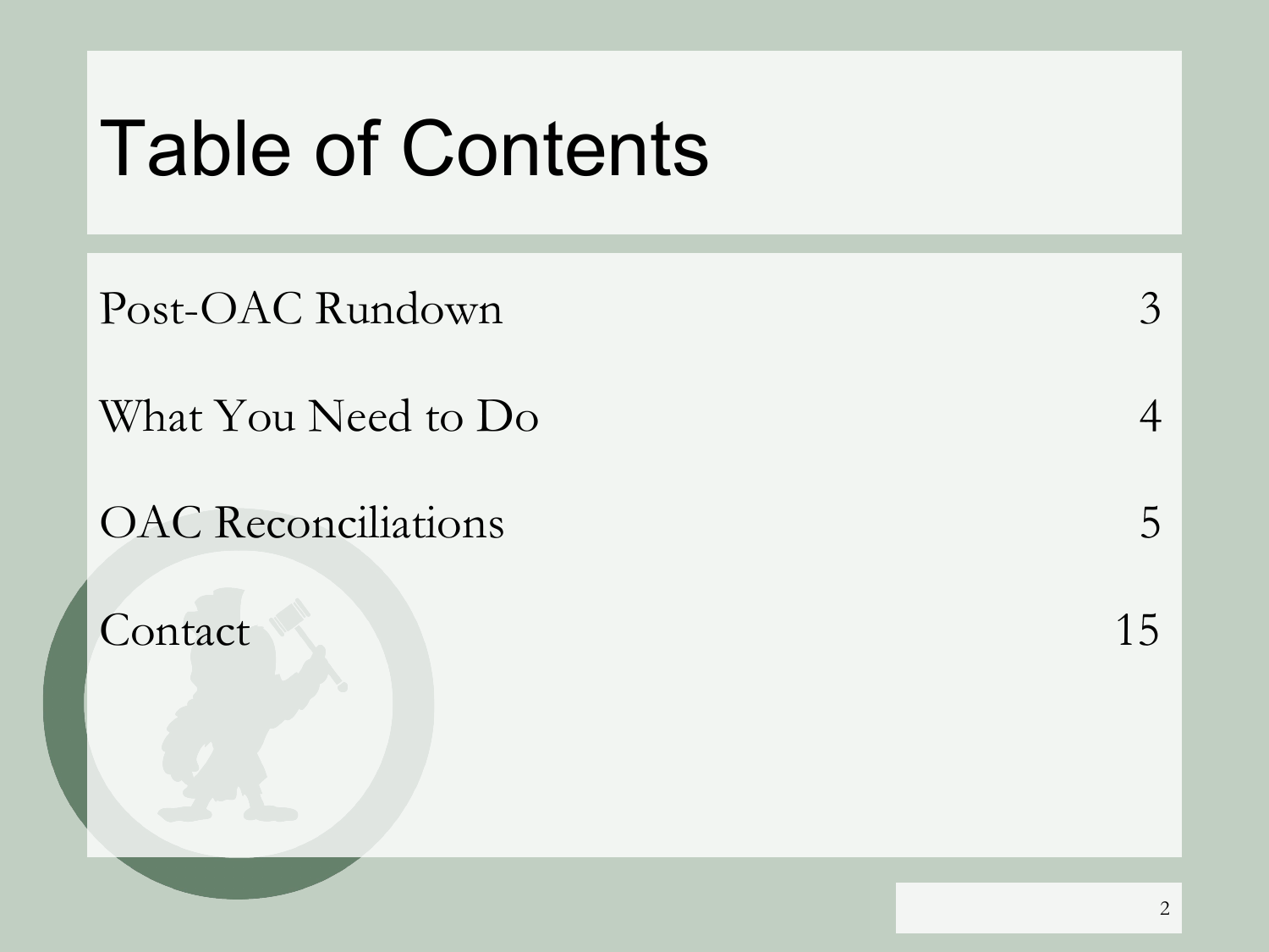# Table of Contents

| Section | Page |
| --- | --- |
| Post-OAC Rundown | 3 |
| What You Need to Do | 4 |
| OAC Reconciliations | 5 |
| Contact | 15 |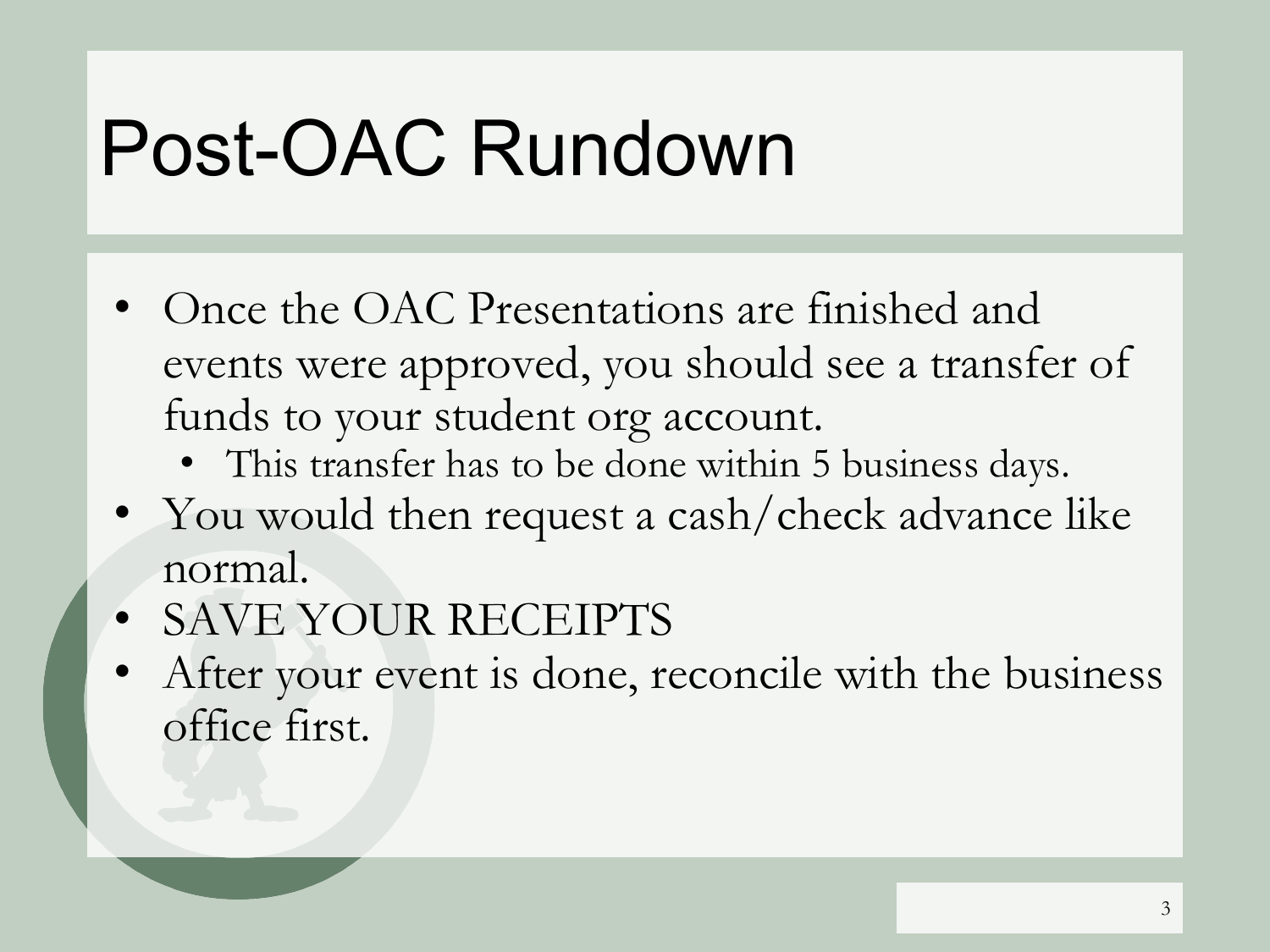# Post-OAC Rundown

- Once the OAC Presentations are finished and events were approved, you should see a transfer of funds to your student org account.
  - This transfer has to be done within 5 business days.
- You would then request a cash/check advance like normal.
- SAVE YOUR RECEIPTS
- After your event is done, reconcile with the business office first.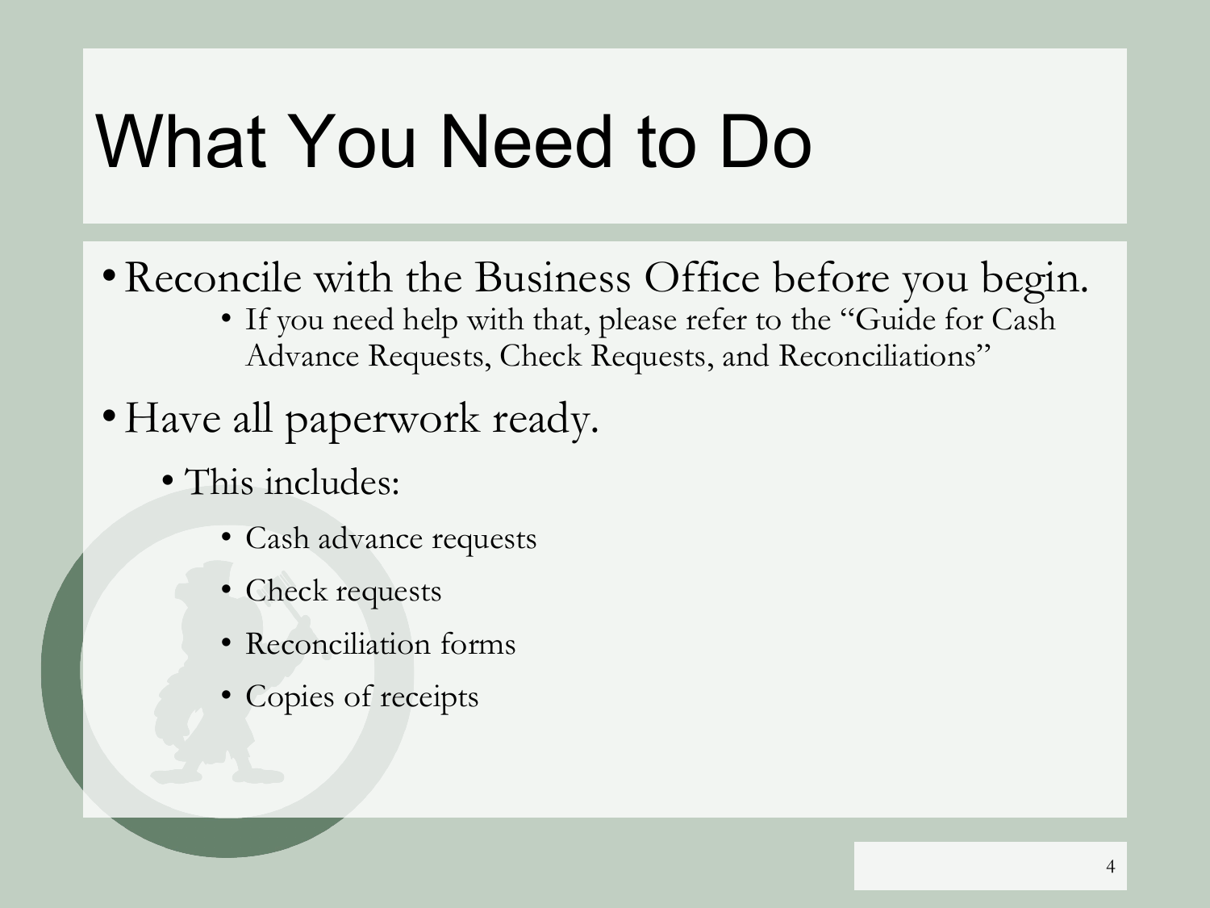# What You Need to Do

- Reconcile with the Business Office before you begin.
  - If you need help with that, please refer to the "Guide for Cash Advance Requests, Check Requests, and Reconciliations"
- Have all paperwork ready.
  - This includes:
    - Cash advance requests
    - Check requests
    - Reconciliation forms
    - Copies of receipts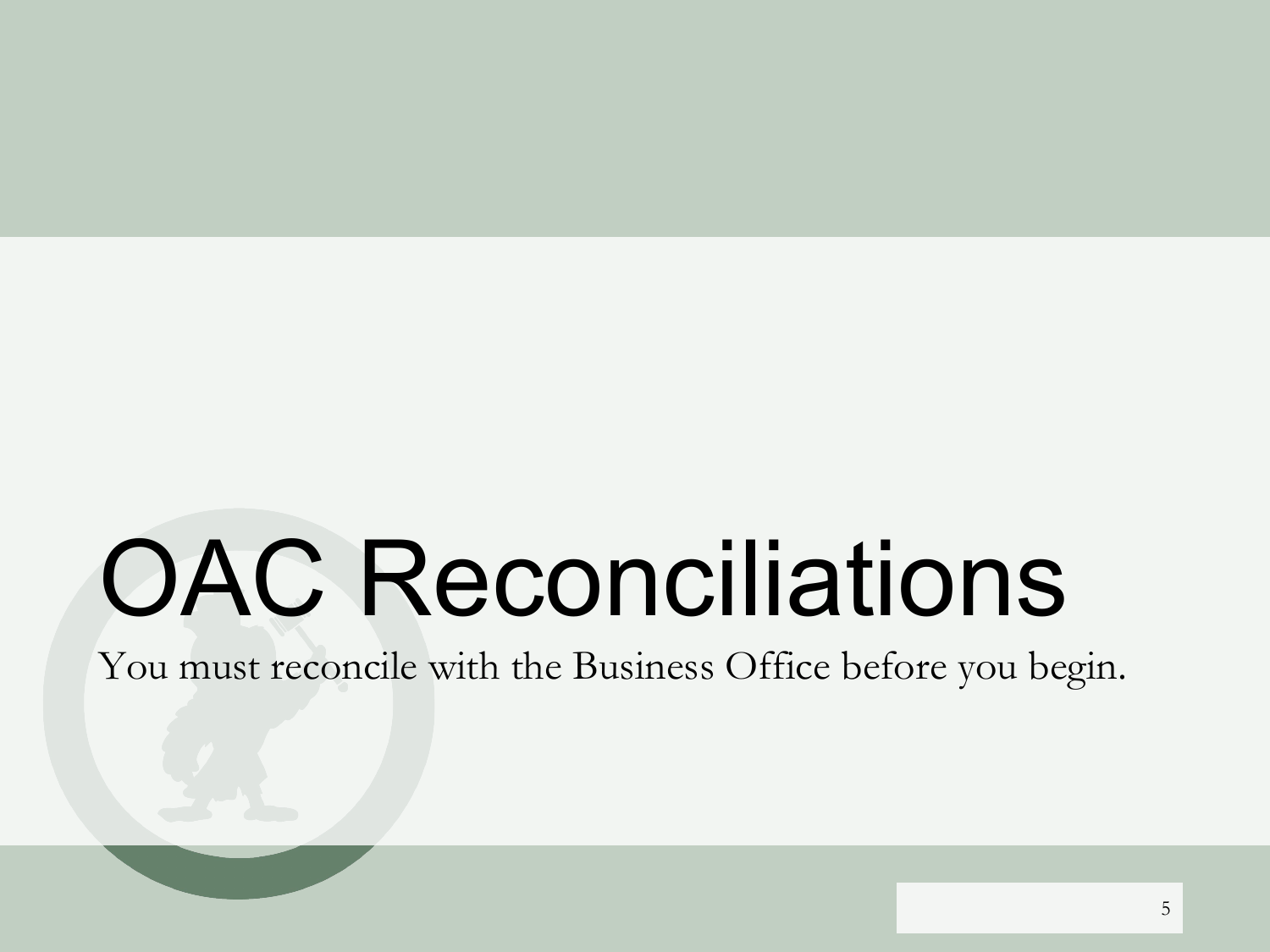# OAC Reconciliations

You must reconcile with the Business Office before you begin.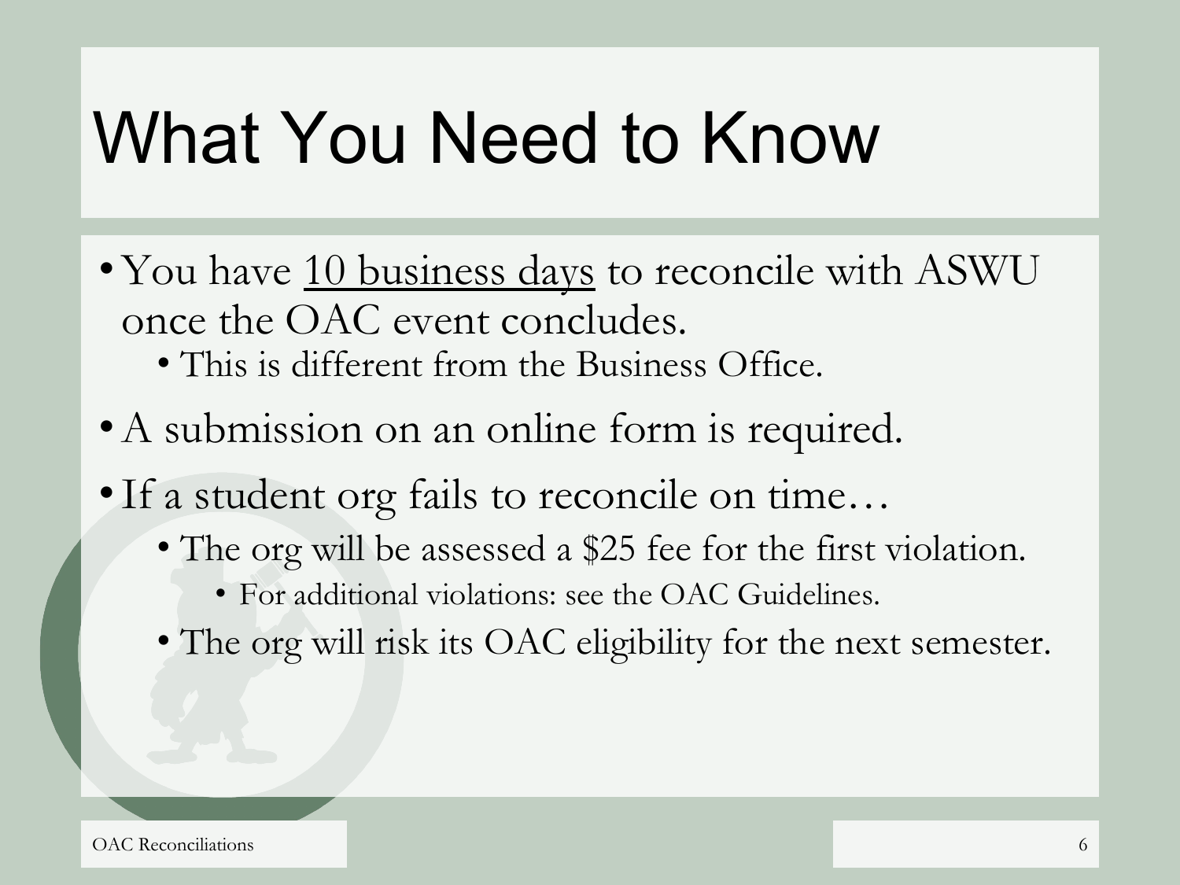# What You Need to Know

- You have <u>10 business days</u> to reconcile with ASWU once the OAC event concludes.
  - This is different from the Business Office.
- A submission on an online form is required.
- If a student org fails to reconcile on time…
  - The org will be assessed a $25 fee for the first violation.
    - For additional violations: see the OAC Guidelines.
  - The org will risk its OAC eligibility for the next semester.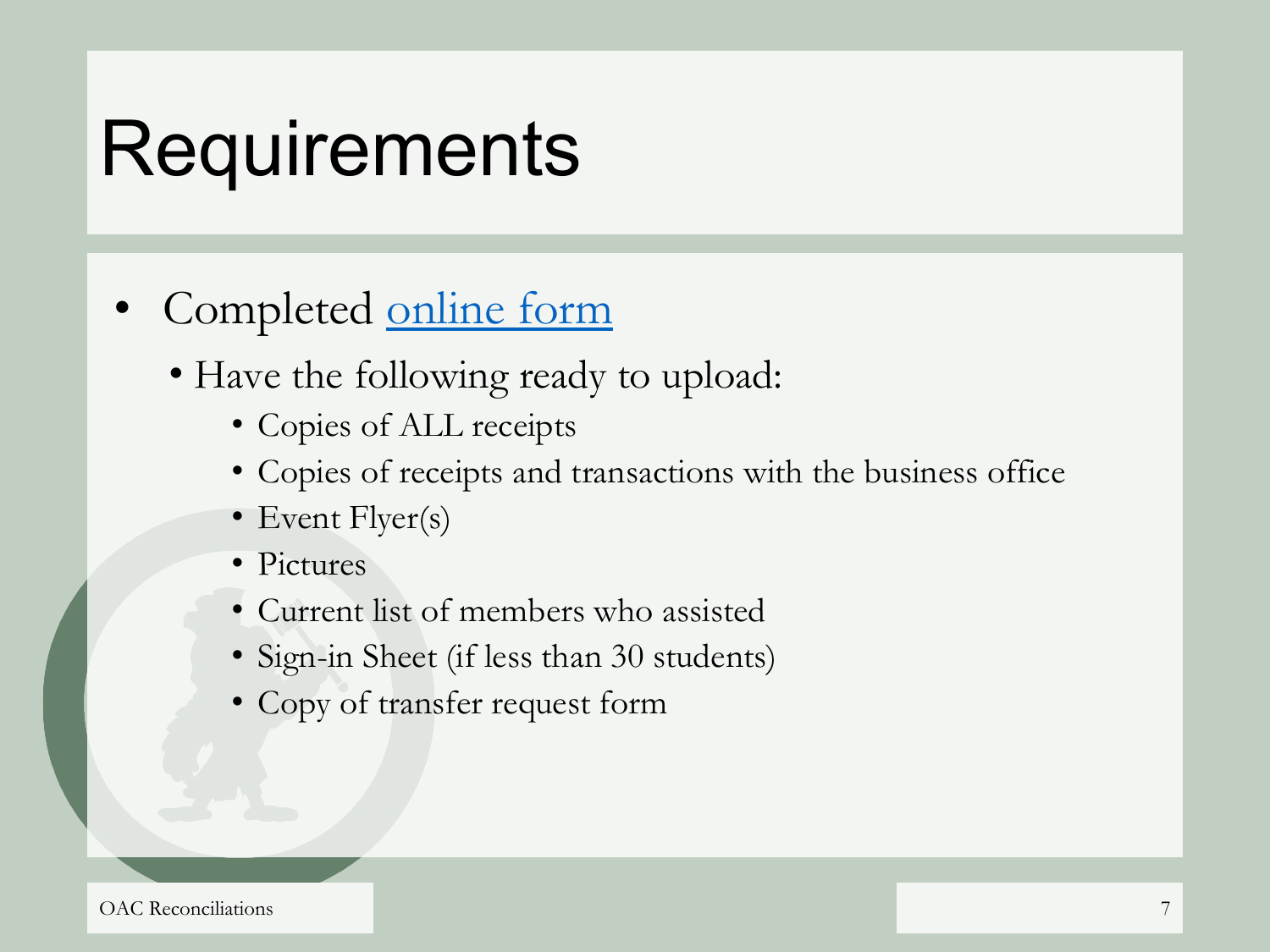# Requirements

- Completed online form
  - Have the following ready to upload:
    - Copies of ALL receipts
    - Copies of receipts and transactions with the business office
    - Event Flyer(s)
    - Pictures
    - Current list of members who assisted
    - Sign-in Sheet (if less than 30 students)
    - Copy of transfer request form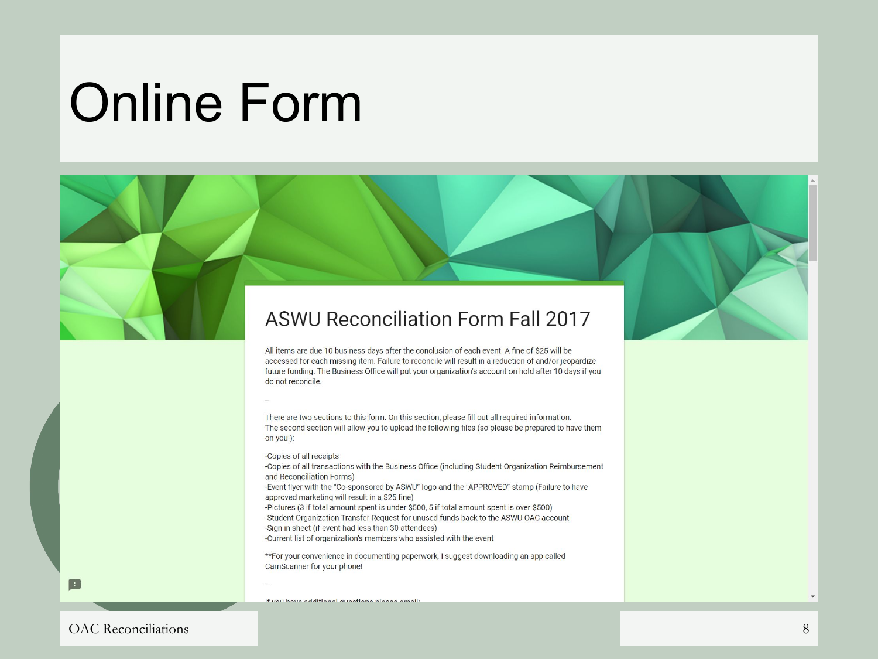# Online Form

## ASWU Reconciliation Form Fall 2017

All items are due 10 business days after the conclusion of each event. A fine of $25 will be accessed for each missing item. Failure to reconcile will result in a reduction of and/or jeopardize future funding. The Business Office will put your organization's account on hold after 10 days if you do not reconcile.

--

There are two sections to this form. On this section, please fill out all required information.
The second section will allow you to upload the following files (so please be prepared to have them on you!):

-Copies of all receipts
-Copies of all transactions with the Business Office (including Student Organization Reimbursement and Reconciliation Forms)
-Event flyer with the "Co-sponsored by ASWU" logo and the "APPROVED" stamp (Failure to have approved marketing will result in a $25 fine)
-Pictures (3 if total amount spent is under $500, 5 if total amount spent is over $500)
-Student Organization Transfer Request for unused funds back to the ASWU-OAC account
-Sign in sheet (if event had less than 30 attendees)
-Current list of organization's members who assisted with the event

**For your convenience in documenting paperwork, I suggest downloading an app called CamScanner for your phone!

--

If you have additional questions please email:

OAC Reconciliations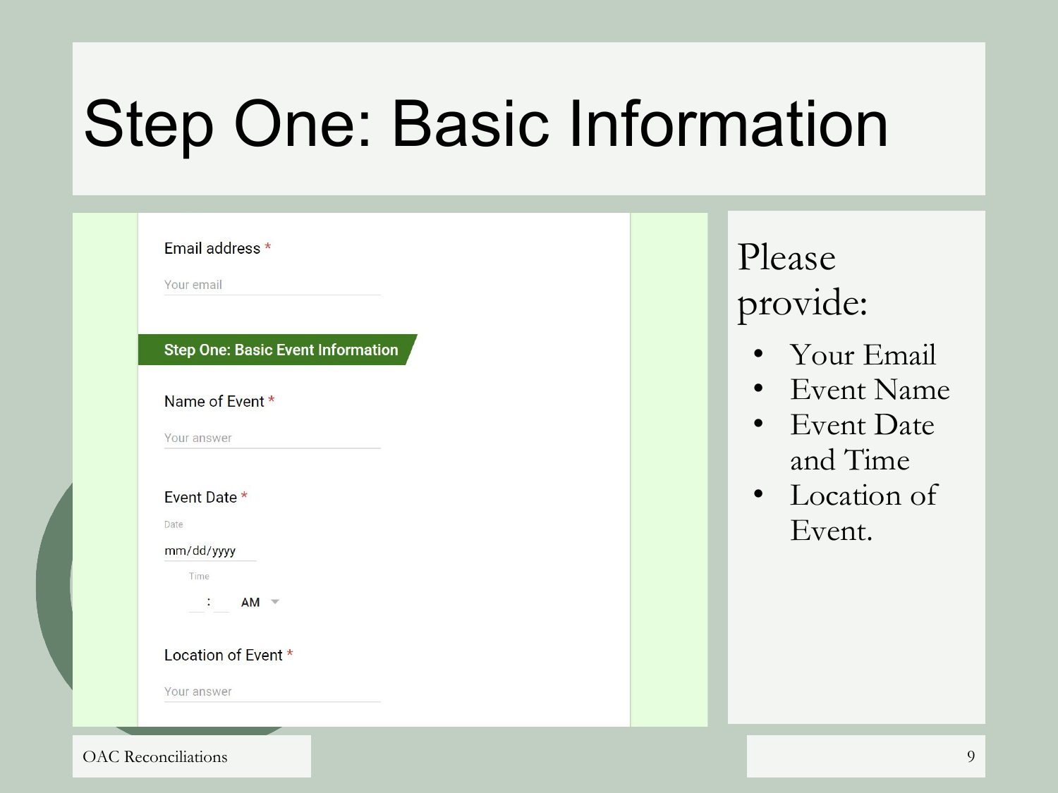# Step One: Basic Information

Email address *

Your email

**Step One: Basic Event Information**

Name of Event *

Your answer

Event Date *

Date

mm/dd/yyyy

Time

: AM

Location of Event *

Your answer

Please provide:

- Your Email
- Event Name
- Event Date and Time
- Location of Event.

OAC Reconciliations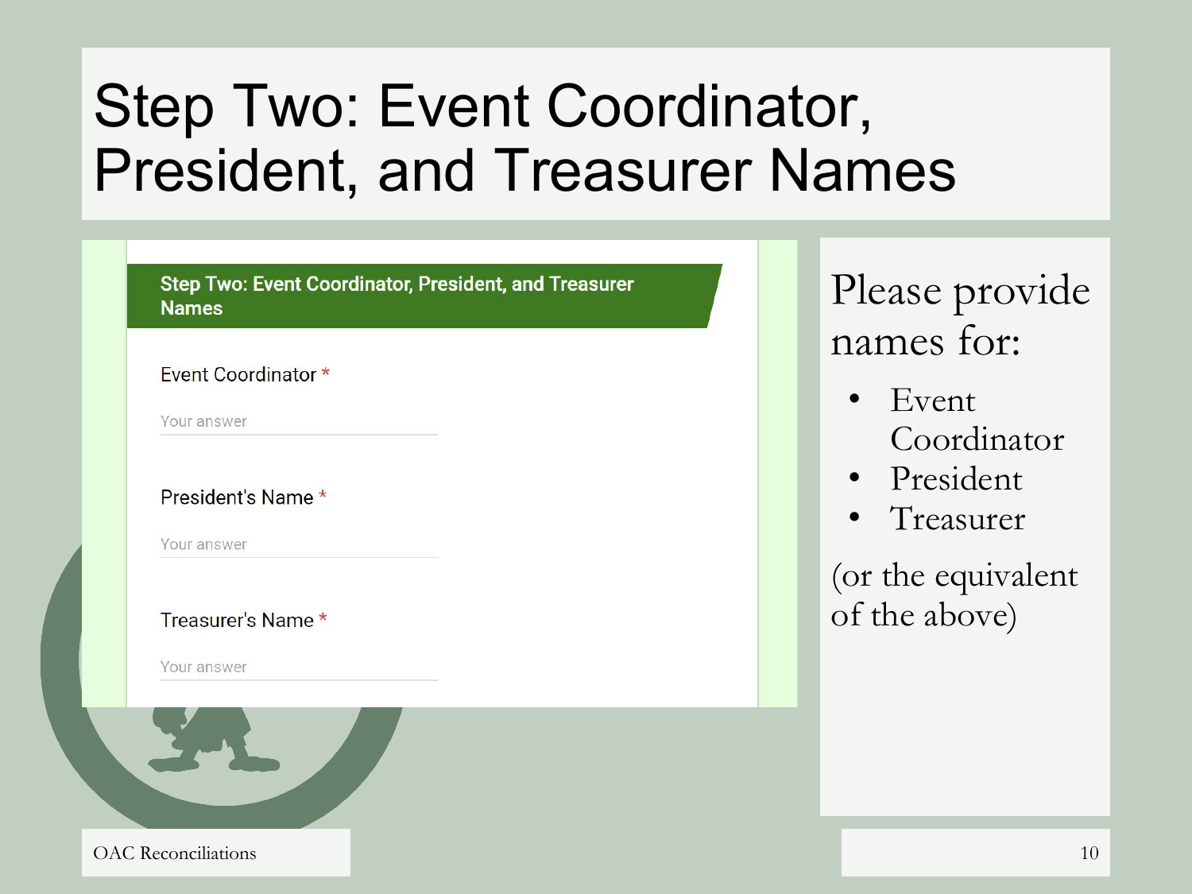# Step Two: Event Coordinator, President, and Treasurer Names

**Step Two: Event Coordinator, President, and Treasurer Names**

Event Coordinator *

Your answer

President's Name *

Your answer

Treasurer's Name *

Your answer

Please provide names for:

- Event Coordinator
- President
- Treasurer

(or the equivalent of the above)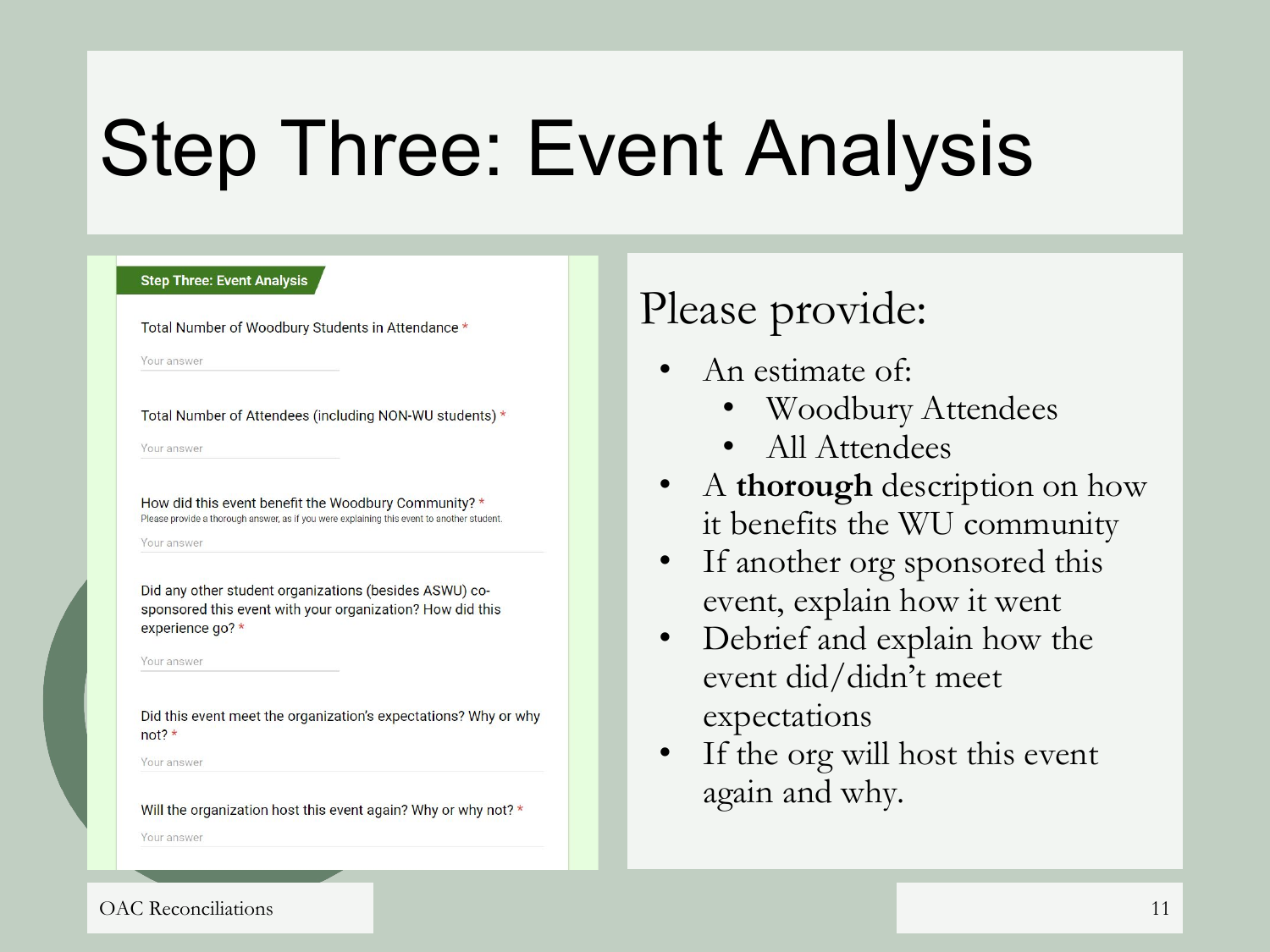# Step Three: Event Analysis

**Step Three: Event Analysis**

Total Number of Woodbury Students in Attendance *

Your answer

Total Number of Attendees (including NON-WU students) *

Your answer

How did this event benefit the Woodbury Community? *
Please provide a thorough answer, as if you were explaining this event to another student.

Your answer

Did any other student organizations (besides ASWU) co-sponsored this event with your organization? How did this experience go? *

Your answer

Did this event meet the organization's expectations? Why or why not? *

Your answer

Will the organization host this event again? Why or why not? *

Your answer

## Please provide:

- An estimate of:
  - Woodbury Attendees
  - All Attendees
- A **thorough** description on how it benefits the WU community
- If another org sponsored this event, explain how it went
- Debrief and explain how the event did/didn't meet expectations
- If the org will host this event again and why.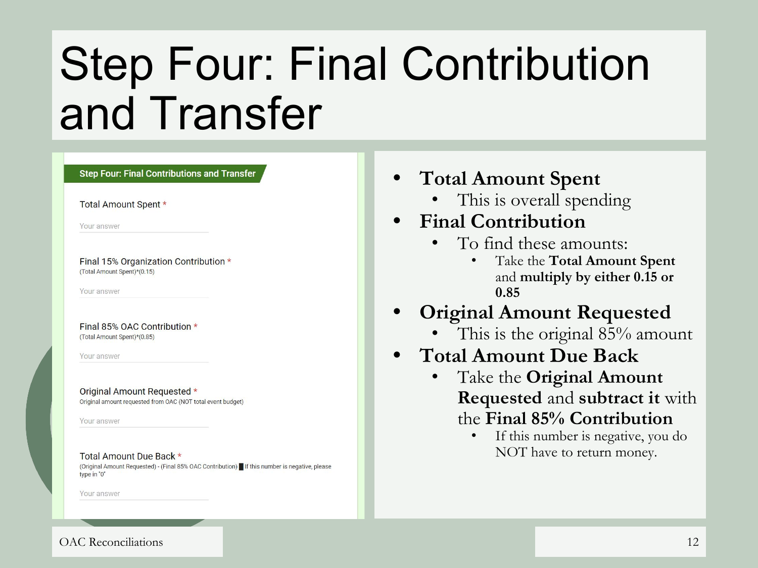# Step Four: Final Contribution and Transfer

**Step Four: Final Contributions and Transfer**

Total Amount Spent *

Your answer

Final 15% Organization Contribution *

(Total Amount Spent)*(0.15)

Your answer

Final 85% OAC Contribution *

(Total Amount Spent)*(0.85)

Your answer

Original Amount Requested *

Original amount requested from OAC (NOT total event budget)

Your answer

Total Amount Due Back *

(Original Amount Requested) - (Final 85% OAC Contribution) ▇ If this number is negative, please type in "0"

Your answer

- **Total Amount Spent**
  - This is overall spending
- **Final Contribution**
  - To find these amounts:
    - Take the **Total Amount Spent** and **multiply by either 0.15 or 0.85**
- **Original Amount Requested**
  - This is the original 85% amount
- **Total Amount Due Back**
  - Take the **Original Amount Requested** and **subtract it** with the **Final 85% Contribution**
    - If this number is negative, you do NOT have to return money.

OAC Reconciliations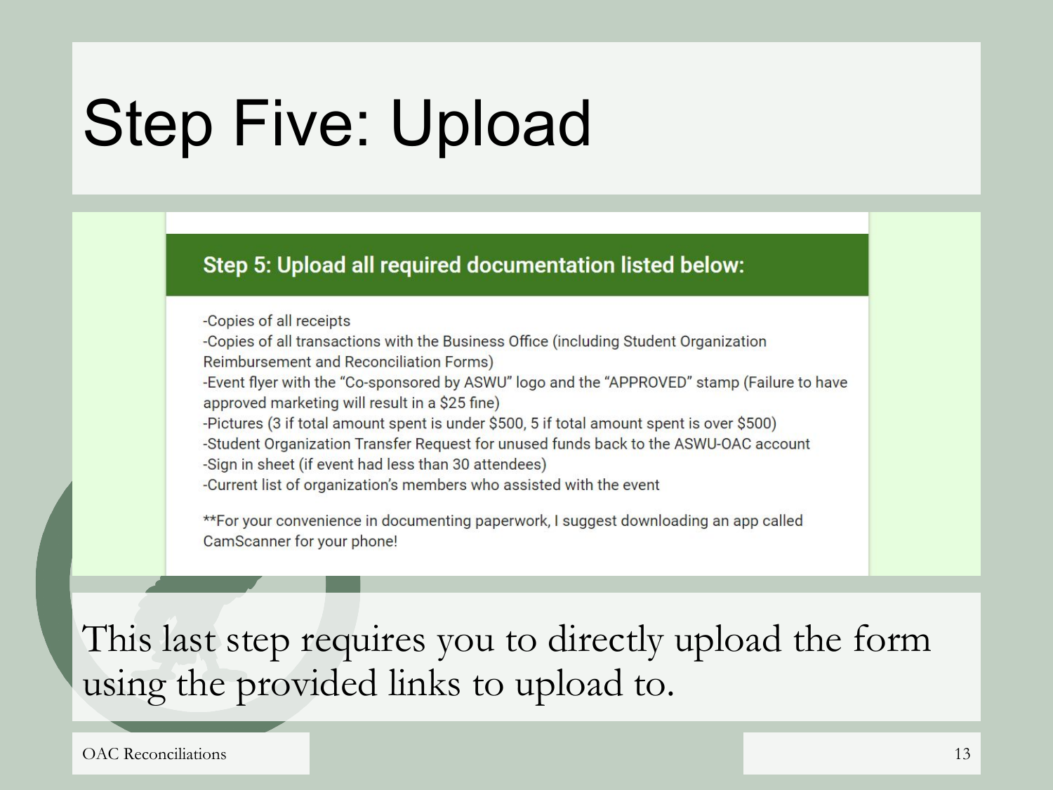# Step Five: Upload

## Step 5: Upload all required documentation listed below:

-Copies of all receipts
-Copies of all transactions with the Business Office (including Student Organization Reimbursement and Reconciliation Forms)
-Event flyer with the "Co-sponsored by ASWU" logo and the "APPROVED" stamp (Failure to have approved marketing will result in a $25 fine)
-Pictures (3 if total amount spent is under $500, 5 if total amount spent is over $500)
-Student Organization Transfer Request for unused funds back to the ASWU-OAC account
-Sign in sheet (if event had less than 30 attendees)
-Current list of organization's members who assisted with the event

**For your convenience in documenting paperwork, I suggest downloading an app called CamScanner for your phone!

This last step requires you to directly upload the form using the provided links to upload to.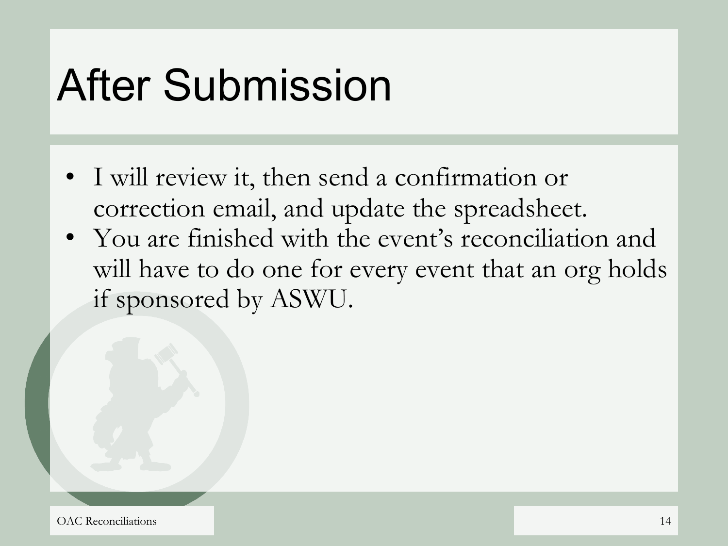# After Submission

- I will review it, then send a confirmation or correction email, and update the spreadsheet.
- You are finished with the event's reconciliation and will have to do one for every event that an org holds if sponsored by ASWU.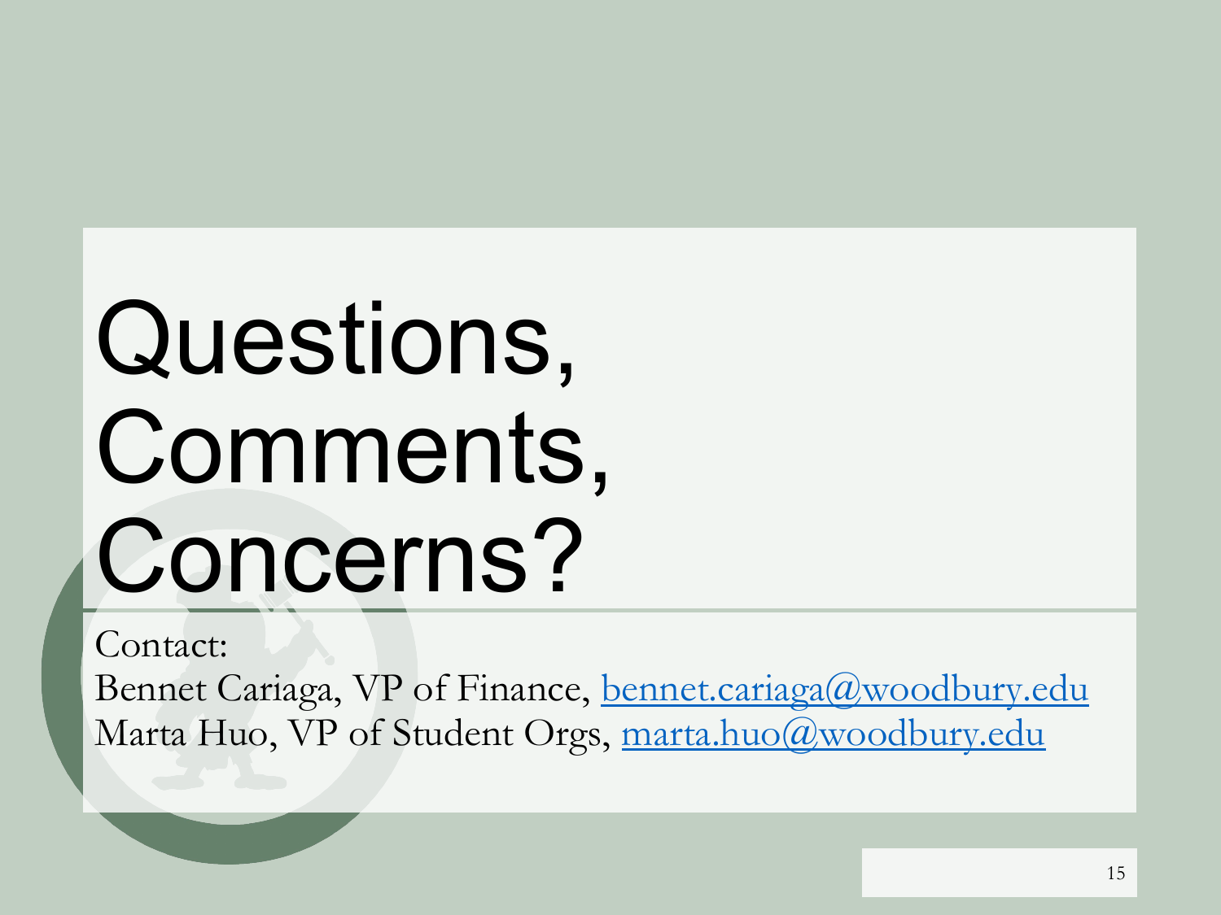# Questions, Comments, Concerns?

Contact:
Bennet Cariaga, VP of Finance, bennet.cariaga@woodbury.edu
Marta Huo, VP of Student Orgs, marta.huo@woodbury.edu